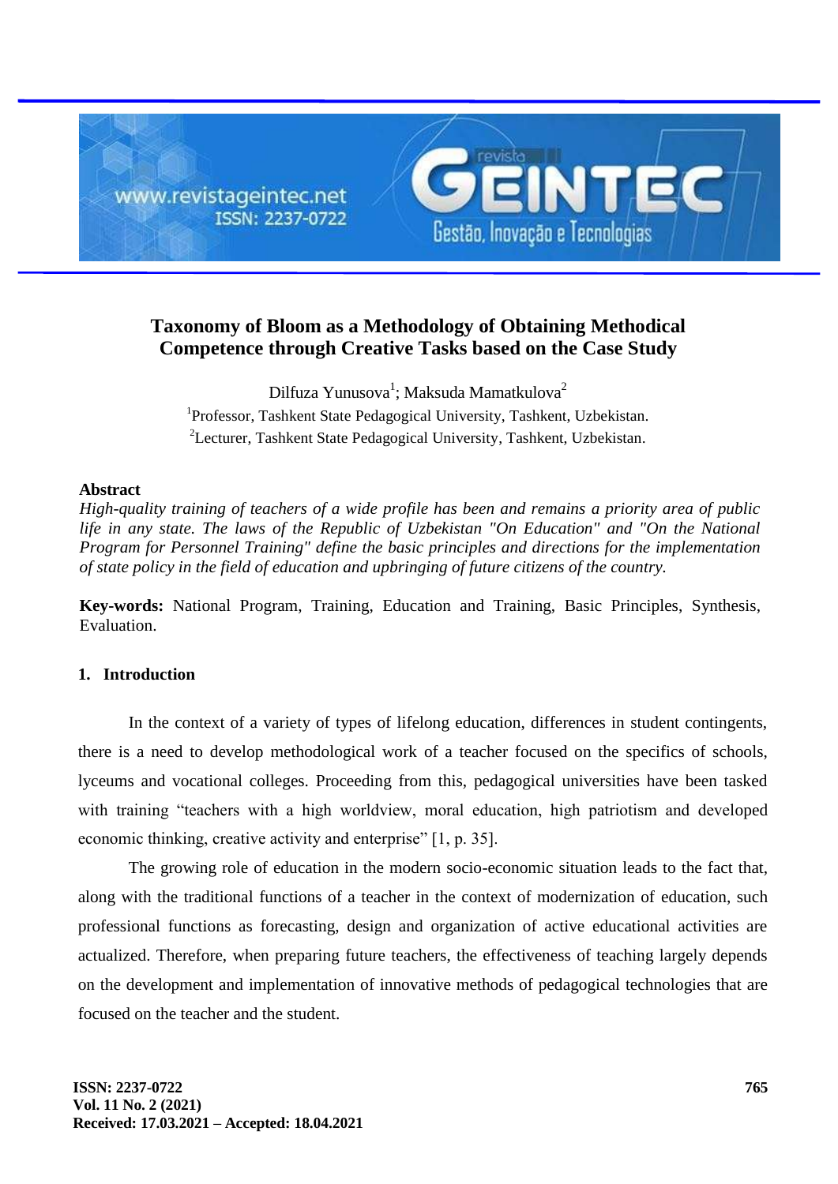# Taxonomy of Bloom as a Methodology of Obtaining Methodical Competence through Creative Tasks based on the Case Study

Dilfuza Yunusova[1]; Maksuda Mamatkulova[2]

[1]Professor, Tashkent State Pedagogical University, Tashkent, Uzbekistan.

[2]Lecturer, Tashkent State Pedagogical University, Tashkent, Uzbekistan.

## Abstract

*High-quality training of teachers of a wide profile has been and remains a priority area of public life in any state. The laws of the Republic of Uzbekistan "On Education" and "On the National Program for Personnel Training" define the basic principles and directions for the implementation of state policy in the field of education and upbringing of future citizens of the country.*

**Key-words:** National Program, Training, Education and Training, Basic Principles, Synthesis, Evaluation.

## 1. Introduction

In the context of a variety of types of lifelong education, differences in student contingents, there is a need to develop methodological work of a teacher focused on the specifics of schools, lyceums and vocational colleges. Proceeding from this, pedagogical universities have been tasked with training “teachers with a high worldview, moral education, high patriotism and developed economic thinking, creative activity and enterprise” [1, p. 35].

The growing role of education in the modern socio-economic situation leads to the fact that, along with the traditional functions of a teacher in the context of modernization of education, such professional functions as forecasting, design and organization of active educational activities are actualized. Therefore, when preparing future teachers, the effectiveness of teaching largely depends on the development and implementation of innovative methods of pedagogical technologies that are focused on the teacher and the student.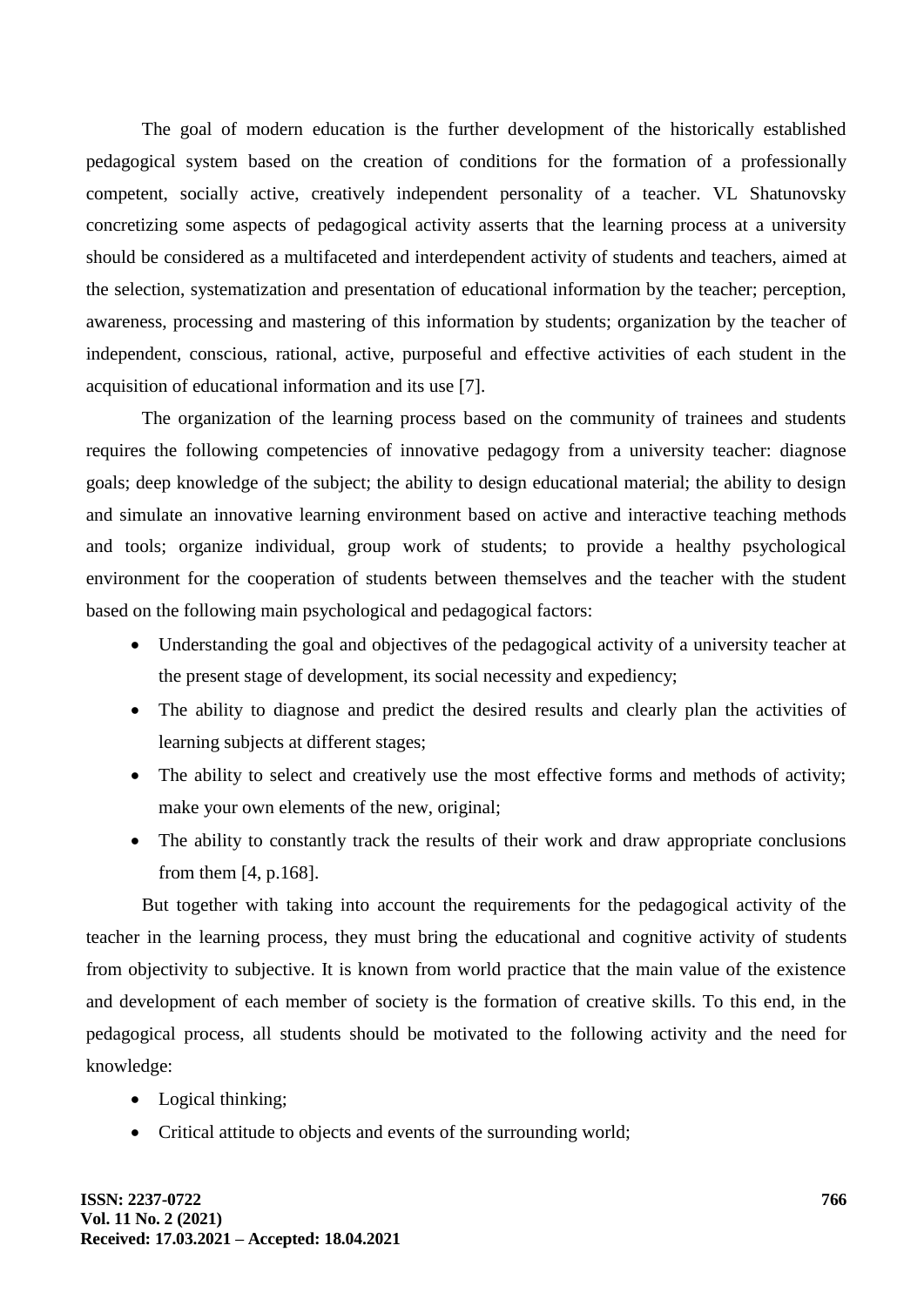The goal of modern education is the further development of the historically established pedagogical system based on the creation of conditions for the formation of a professionally competent, socially active, creatively independent personality of a teacher. VL Shatunovsky concretizing some aspects of pedagogical activity asserts that the learning process at a university should be considered as a multifaceted and interdependent activity of students and teachers, aimed at the selection, systematization and presentation of educational information by the teacher; perception, awareness, processing and mastering of this information by students; organization by the teacher of independent, conscious, rational, active, purposeful and effective activities of each student in the acquisition of educational information and its use [7].

The organization of the learning process based on the community of trainees and students requires the following competencies of innovative pedagogy from a university teacher: diagnose goals; deep knowledge of the subject; the ability to design educational material; the ability to design and simulate an innovative learning environment based on active and interactive teaching methods and tools; organize individual, group work of students; to provide a healthy psychological environment for the cooperation of students between themselves and the teacher with the student based on the following main psychological and pedagogical factors:

- Understanding the goal and objectives of the pedagogical activity of a university teacher at the present stage of development, its social necessity and expediency;
- The ability to diagnose and predict the desired results and clearly plan the activities of learning subjects at different stages;
- The ability to select and creatively use the most effective forms and methods of activity; make your own elements of the new, original;
- The ability to constantly track the results of their work and draw appropriate conclusions from them [4, p.168].

But together with taking into account the requirements for the pedagogical activity of the teacher in the learning process, they must bring the educational and cognitive activity of students from objectivity to subjective. It is known from world practice that the main value of the existence and development of each member of society is the formation of creative skills. To this end, in the pedagogical process, all students should be motivated to the following activity and the need for knowledge:

- Logical thinking;
- Critical attitude to objects and events of the surrounding world;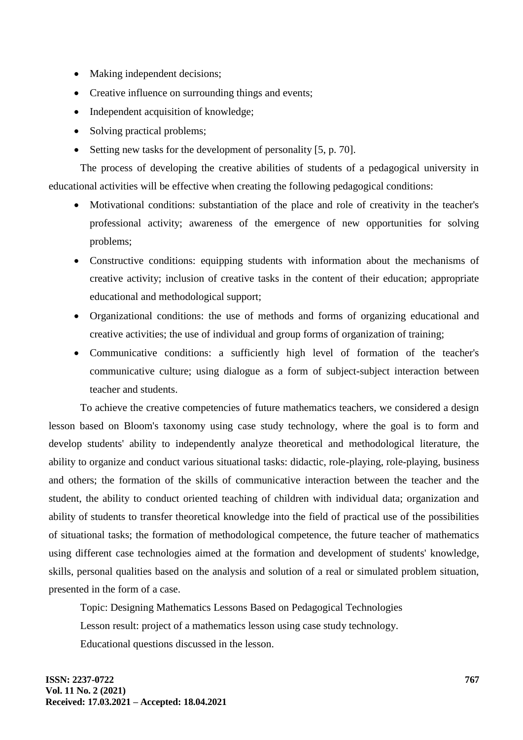- Making independent decisions;
- Creative influence on surrounding things and events;
- Independent acquisition of knowledge;
- Solving practical problems;
- Setting new tasks for the development of personality [5, p. 70].

The process of developing the creative abilities of students of a pedagogical university in educational activities will be effective when creating the following pedagogical conditions:

- Motivational conditions: substantiation of the place and role of creativity in the teacher's professional activity; awareness of the emergence of new opportunities for solving problems;
- Constructive conditions: equipping students with information about the mechanisms of creative activity; inclusion of creative tasks in the content of their education; appropriate educational and methodological support;
- Organizational conditions: the use of methods and forms of organizing educational and creative activities; the use of individual and group forms of organization of training;
- Communicative conditions: a sufficiently high level of formation of the teacher's communicative culture; using dialogue as a form of subject-subject interaction between teacher and students.

To achieve the creative competencies of future mathematics teachers, we considered a design lesson based on Bloom's taxonomy using case study technology, where the goal is to form and develop students' ability to independently analyze theoretical and methodological literature, the ability to organize and conduct various situational tasks: didactic, role-playing, role-playing, business and others; the formation of the skills of communicative interaction between the teacher and the student, the ability to conduct oriented teaching of children with individual data; organization and ability of students to transfer theoretical knowledge into the field of practical use of the possibilities of situational tasks; the formation of methodological competence, the future teacher of mathematics using different case technologies aimed at the formation and development of students' knowledge, skills, personal qualities based on the analysis and solution of a real or simulated problem situation, presented in the form of a case.

Topic: Designing Mathematics Lessons Based on Pedagogical Technologies

Lesson result: project of a mathematics lesson using case study technology.

Educational questions discussed in the lesson.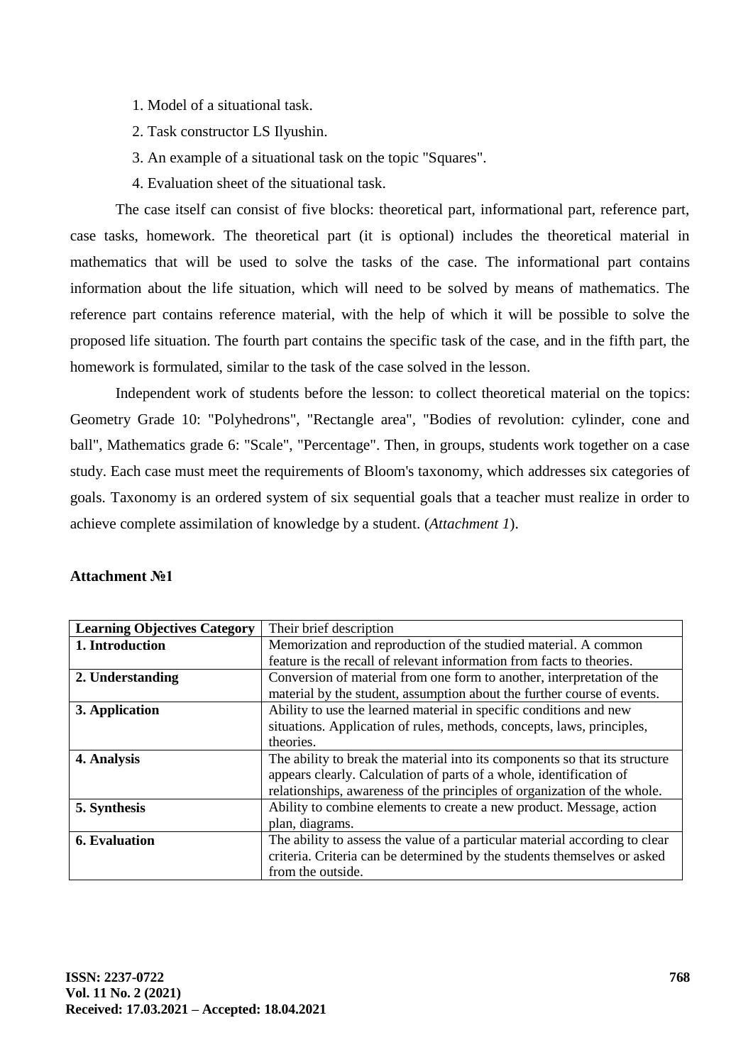1. Model of a situational task.
2. Task constructor LS Ilyushin.
3. An example of a situational task on the topic "Squares".
4. Evaluation sheet of the situational task.

The case itself can consist of five blocks: theoretical part, informational part, reference part, case tasks, homework. The theoretical part (it is optional) includes the theoretical material in mathematics that will be used to solve the tasks of the case. The informational part contains information about the life situation, which will need to be solved by means of mathematics. The reference part contains reference material, with the help of which it will be possible to solve the proposed life situation. The fourth part contains the specific task of the case, and in the fifth part, the homework is formulated, similar to the task of the case solved in the lesson.

Independent work of students before the lesson: to collect theoretical material on the topics: Geometry Grade 10: "Polyhedrons", "Rectangle area", "Bodies of revolution: cylinder, cone and ball", Mathematics grade 6: "Scale", "Percentage". Then, in groups, students work together on a case study. Each case must meet the requirements of Bloom's taxonomy, which addresses six categories of goals. Taxonomy is an ordered system of six sequential goals that a teacher must realize in order to achieve complete assimilation of knowledge by a student. (*Attachment 1*).

**Attachment №1**

| **Learning Objectives Category** | Their brief description |
|---|---|
| **1. Introduction** | Memorization and reproduction of the studied material. A common feature is the recall of relevant information from facts to theories. |
| **2. Understanding** | Conversion of material from one form to another, interpretation of the material by the student, assumption about the further course of events. |
| **3. Application** | Ability to use the learned material in specific conditions and new situations. Application of rules, methods, concepts, laws, principles, theories. |
| **4. Analysis** | The ability to break the material into its components so that its structure appears clearly. Calculation of parts of a whole, identification of relationships, awareness of the principles of organization of the whole. |
| **5. Synthesis** | Ability to combine elements to create a new product. Message, action plan, diagrams. |
| **6. Evaluation** | The ability to assess the value of a particular material according to clear criteria. Criteria can be determined by the students themselves or asked from the outside. |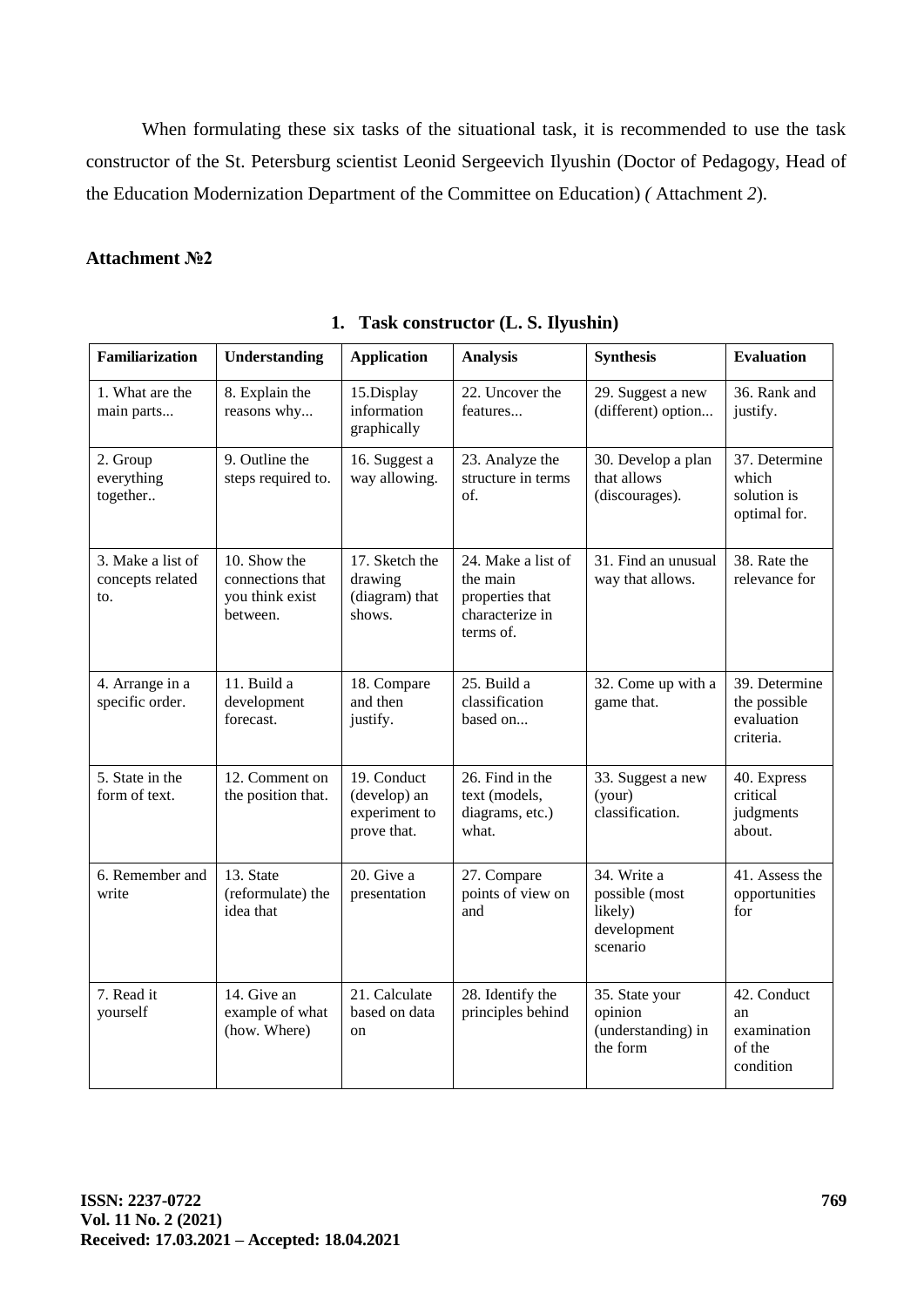When formulating these six tasks of the situational task, it is recommended to use the task constructor of the St. Petersburg scientist Leonid Sergeevich Ilyushin (Doctor of Pedagogy, Head of the Education Modernization Department of the Committee on Education) *(* Attachment *2*).

**Attachment №2**

**1. Task constructor (L. S. Ilyushin)**

| **Familiarization** | **Understanding** | **Application** | **Analysis** | **Synthesis** | **Evaluation** |
|---|---|---|---|---|---|
| 1. What are the main parts... | 8. Explain the reasons why... | 15.Display information graphically | 22. Uncover the features... | 29. Suggest a new (different) option... | 36. Rank and justify. |
| 2. Group everything together.. | 9. Outline the steps required to. | 16. Suggest a way allowing. | 23. Analyze the structure in terms of. | 30. Develop a plan that allows (discourages). | 37. Determine which solution is optimal for. |
| 3. Make a list of concepts related to. | 10. Show the connections that you think exist between. | 17. Sketch the drawing (diagram) that shows. | 24. Make a list of the main properties that characterize in terms of. | 31. Find an unusual way that allows. | 38. Rate the relevance for |
| 4. Arrange in a specific order. | 11. Build a development forecast. | 18. Compare and then justify. | 25. Build a classification based on... | 32. Come up with a game that. | 39. Determine the possible evaluation criteria. |
| 5. State in the form of text. | 12. Comment on the position that. | 19. Conduct (develop) an experiment to prove that. | 26. Find in the text (models, diagrams, etc.) what. | 33. Suggest a new (your) classification. | 40. Express critical judgments about. |
| 6. Remember and write | 13. State (reformulate) the idea that | 20. Give a presentation | 27. Compare points of view on and | 34. Write a possible (most likely) development scenario | 41. Assess the opportunities for |
| 7. Read it yourself | 14. Give an example of what (how. Where) | 21. Calculate based on data on | 28. Identify the principles behind | 35. State your opinion (understanding) in the form | 42. Conduct an examination of the condition |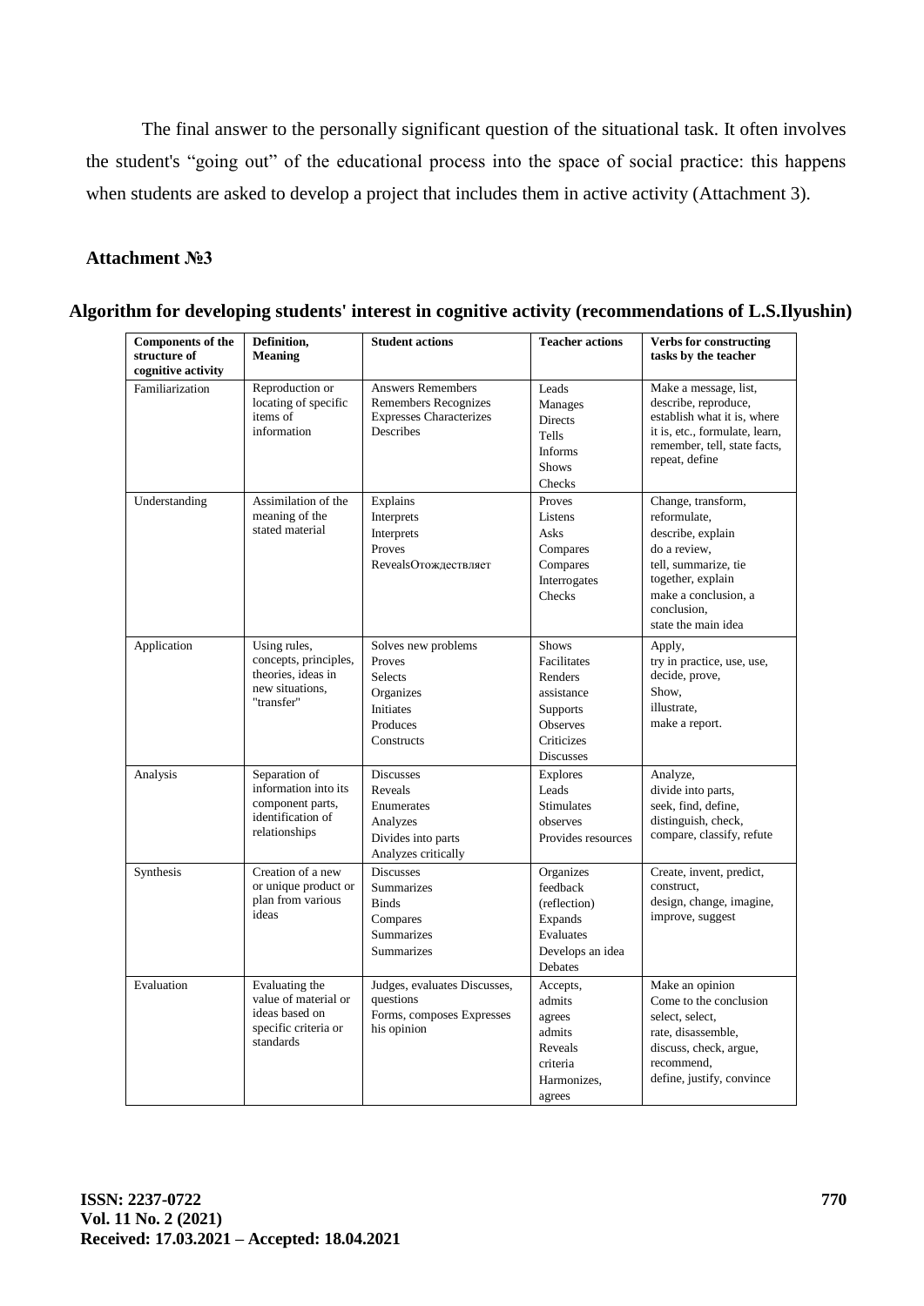The final answer to the personally significant question of the situational task. It often involves the student's "going out" of the educational process into the space of social practice: this happens when students are asked to develop a project that includes them in active activity (Attachment 3).

**Attachment №3**

**Algorithm for developing students' interest in cognitive activity (recommendations of L.S.Ilyushin)**

| Components of the structure of cognitive activity | Definition, Meaning | Student actions | Teacher actions | Verbs for constructing tasks by the teacher |
|---|---|---|---|---|
| Familiarization | Reproduction or locating of specific items of information | Answers Remembers Remembers Recognizes Expresses Characterizes Describes | Leads Manages Directs Tells Informs Shows Checks | Make a message, list, describe, reproduce, establish what it is, where it is, etc., formulate, learn, remember, tell, state facts, repeat, define |
| Understanding | Assimilation of the meaning of the stated material | Explains Interprets Interprets Proves RevealsОтождествляет | Proves Listens Asks Compares Compares Interrogates Checks | Change, transform, reformulate, describe, explain do a review, tell, summarize, tie together, explain make a conclusion, a conclusion, state the main idea |
| Application | Using rules, concepts, principles, theories, ideas in new situations, "transfer" | Solves new problems Proves Selects Organizes Initiates Produces Constructs | Shows Facilitates Renders assistance Supports Observes Criticizes Discusses | Apply, try in practice, use, use, decide, prove, Show, illustrate, make a report. |
| Analysis | Separation of information into its component parts, identification of relationships | Discusses Reveals Enumerates Analyzes Divides into parts Analyzes critically | Explores Leads Stimulates observes Provides resources | Analyze, divide into parts, seek, find, define, distinguish, check, compare, classify, refute |
| Synthesis | Creation of a new or unique product or plan from various ideas | Discusses Summarizes Binds Compares Summarizes Summarizes | Organizes feedback (reflection) Expands Evaluates Develops an idea Debates | Create, invent, predict, construct, design, change, imagine, improve, suggest |
| Evaluation | Evaluating the value of material or ideas based on specific criteria or standards | Judges, evaluates Discusses, questions Forms, composes Expresses his opinion | Accepts, admits agrees admits Reveals criteria Harmonizes, agrees | Make an opinion Come to the conclusion select, select, rate, disassemble, discuss, check, argue, recommend, define, justify, convince |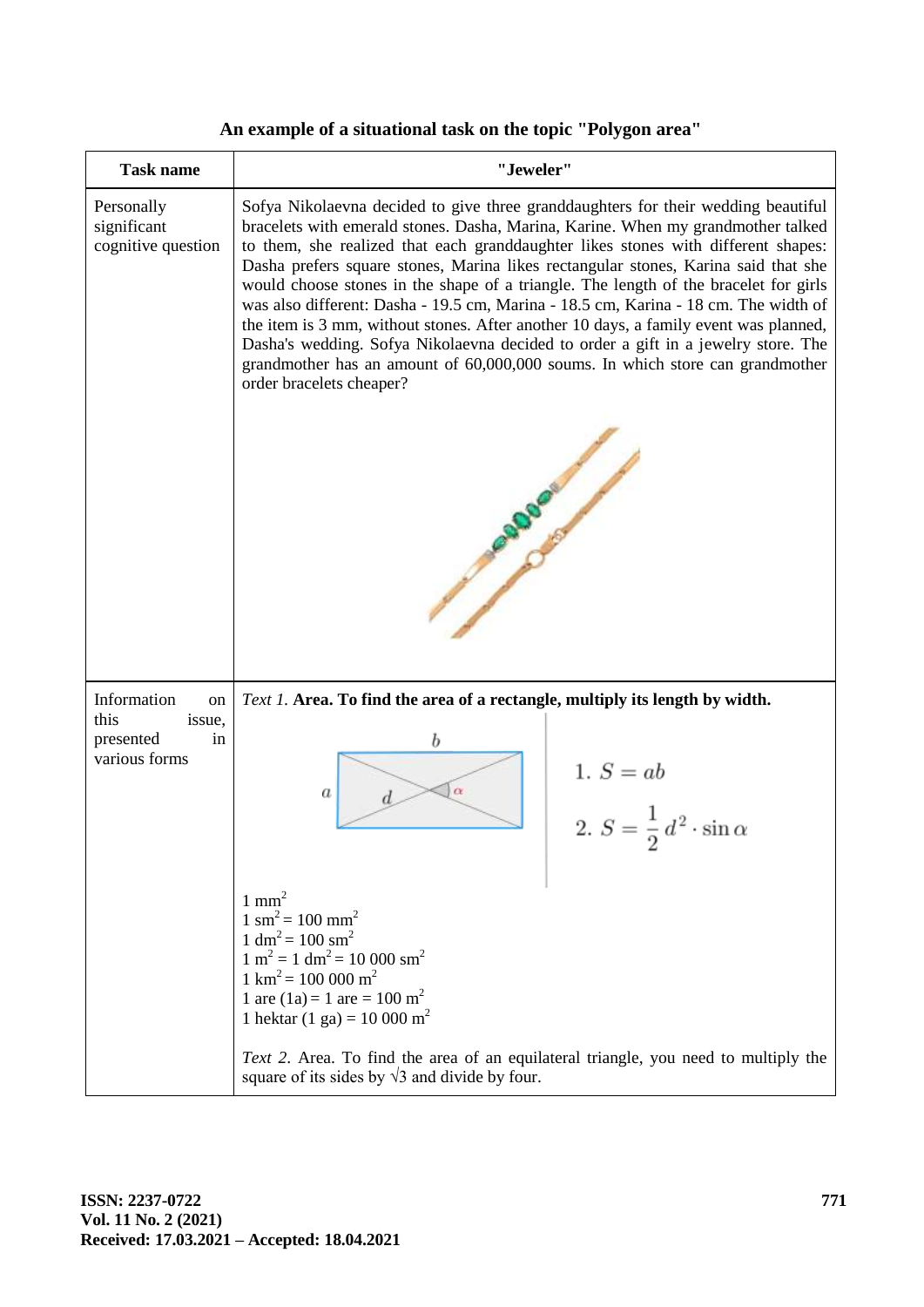**An example of a situational task on the topic "Polygon area"**

| Task name | "Jeweler" |
|---|---|
| Personally significant cognitive question | Sofya Nikolaevna decided to give three granddaughters for their wedding beautiful bracelets with emerald stones. Dasha, Marina, Karine. When my grandmother talked to them, she realized that each granddaughter likes stones with different shapes: Dasha prefers square stones, Marina likes rectangular stones, Karina said that she would choose stones in the shape of a triangle. The length of the bracelet for girls was also different: Dasha - 19.5 cm, Marina - 18.5 cm, Karina - 18 cm. The width of the item is 3 mm, without stones. After another 10 days, a family event was planned, Dasha's wedding. Sofya Nikolaevna decided to order a gift in a jewelry store. The grandmother has an amount of 60,000,000 soums. In which store can grandmother order bracelets cheaper? |
| Information on this issue, presented in various forms | *Text 1.* **Area. To find the area of a rectangle, multiply its length by width.** <br> 1. $S = ab$ <br> 2. $S = \frac{1}{2} d^2 \cdot \sin\alpha$ <br> 1 $mm^2$ <br> 1 $sm^2$ = 100 $mm^2$ <br> 1 $dm^2$ = 100 $sm^2$ <br> 1 $m^2$ = 1 $dm^2$ = 10 000 $sm^2$ <br> 1 $km^2$ = 100 000 $m^2$ <br> 1 are (1a) = 1 are = 100 $m^2$ <br> 1 hektar (1 ga) = 10 000 $m^2$ <br><br> *Text 2.* Area. To find the area of an equilateral triangle, you need to multiply the square of its sides by √3 and divide by four. |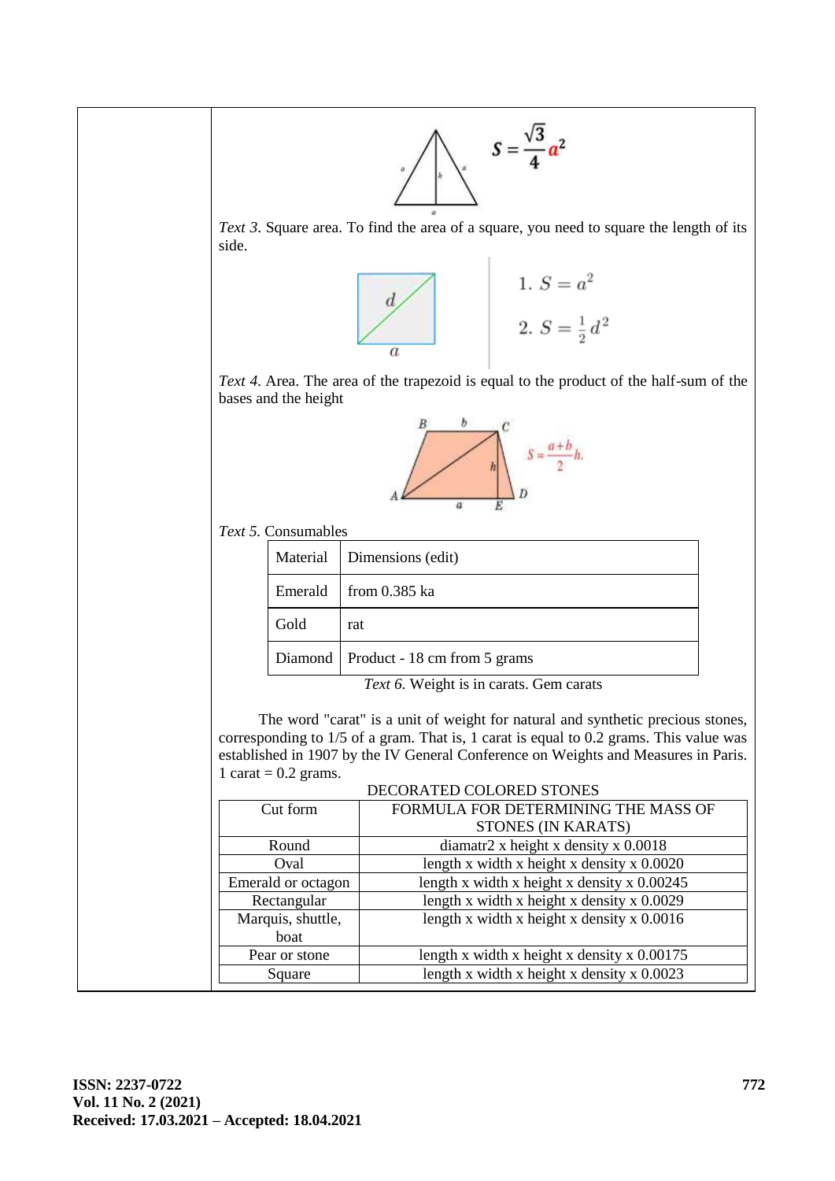$$S = \frac{\sqrt{3}}{4}a^2$$

*Text 3*. Square area. To find the area of a square, you need to square the length of its side.

1. $S = a^2$

2. $S = \frac{1}{2}d^2$

*Text 4*. Area. The area of the trapezoid is equal to the product of the half-sum of the bases and the height

$$S = \frac{a+b}{2}h.$$

*Text 5*. Consumables

| Material | Dimensions (edit) |
|---|---|
| Emerald | from 0.385 ka |
| Gold | rat |
| Diamond | Product - 18 cm from 5 grams |

*Text 6*. Weight is in carats. Gem carats

The word "carat" is a unit of weight for natural and synthetic precious stones, corresponding to 1/5 of a gram. That is, 1 carat is equal to 0.2 grams. This value was established in 1907 by the IV General Conference on Weights and Measures in Paris. 1 carat = 0.2 grams.

DECORATED COLORED STONES

| Cut form | FORMULA FOR DETERMINING THE MASS OF STONES (IN KARATS) |
|---|---|
| Round | diamatr2 x height x density x 0.0018 |
| Oval | length x width x height x density x 0.0020 |
| Emerald or octagon | length x width x height x density x 0.00245 |
| Rectangular | length x width x height x density x 0.0029 |
| Marquis, shuttle, boat | length x width x height x density x 0.0016 |
| Pear or stone | length x width x height x density x 0.00175 |
| Square | length x width x height x density x 0.0023 |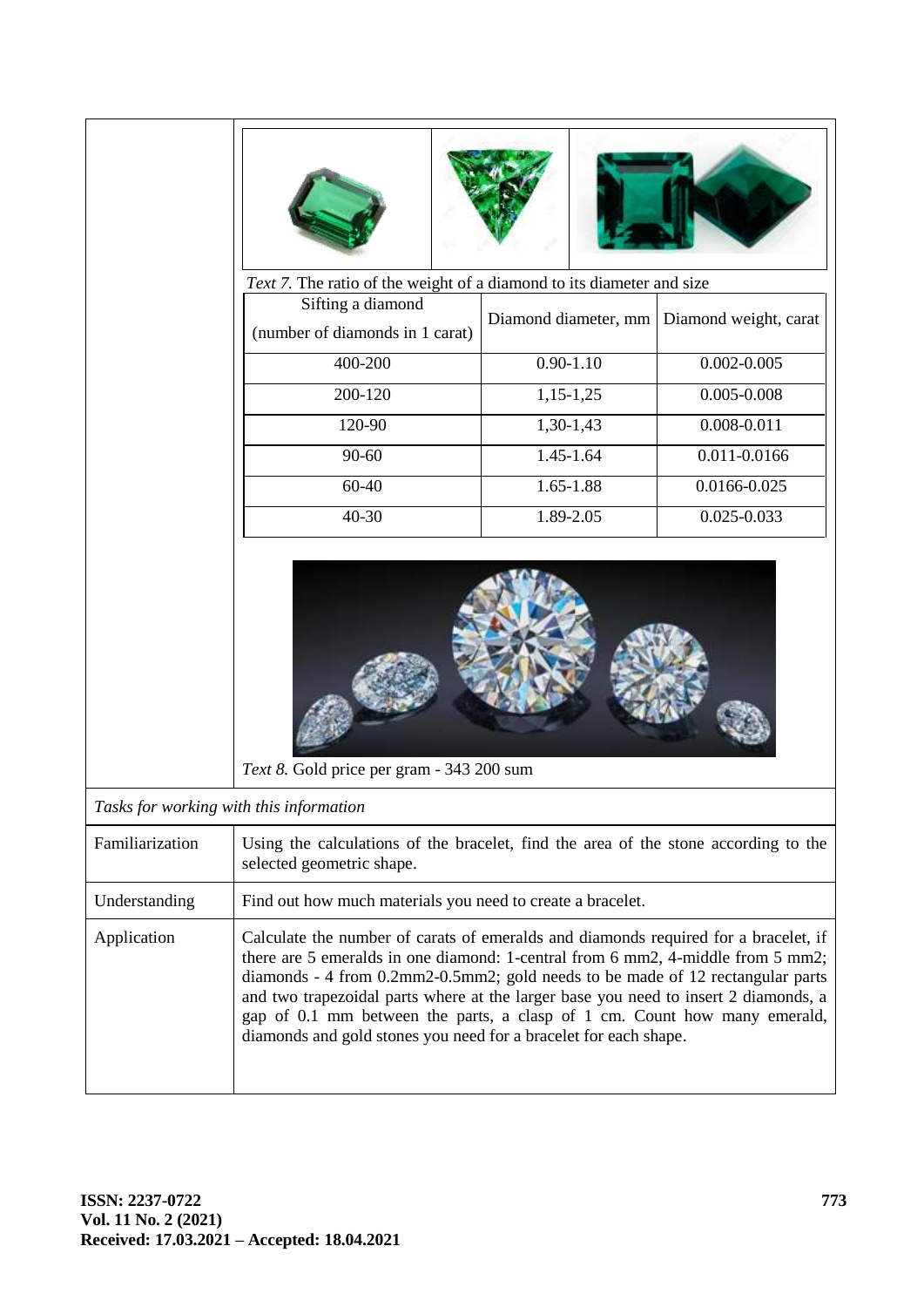*Text 7.* The ratio of the weight of a diamond to its diameter and size

| Sifting a diamond (number of diamonds in 1 carat) | Diamond diameter, mm | Diamond weight, carat |
|---|---|---|
| 400-200 | 0.90-1.10 | 0.002-0.005 |
| 200-120 | 1,15-1,25 | 0.005-0.008 |
| 120-90 | 1,30-1,43 | 0.008-0.011 |
| 90-60 | 1.45-1.64 | 0.011-0.0166 |
| 60-40 | 1.65-1.88 | 0.0166-0.025 |
| 40-30 | 1.89-2.05 | 0.025-0.033 |

*Text 8.* Gold price per gram - 343 200 sum

*Tasks for working with this information*

| | |
|---|---|
| Familiarization | Using the calculations of the bracelet, find the area of the stone according to the selected geometric shape. |
| Understanding | Find out how much materials you need to create a bracelet. |
| Application | Calculate the number of carats of emeralds and diamonds required for a bracelet, if there are 5 emeralds in one diamond: 1-central from 6 mm2, 4-middle from 5 mm2; diamonds - 4 from 0.2mm2-0.5mm2; gold needs to be made of 12 rectangular parts and two trapezoidal parts where at the larger base you need to insert 2 diamonds, a gap of 0.1 mm between the parts, a clasp of 1 cm. Count how many emerald, diamonds and gold stones you need for a bracelet for each shape. |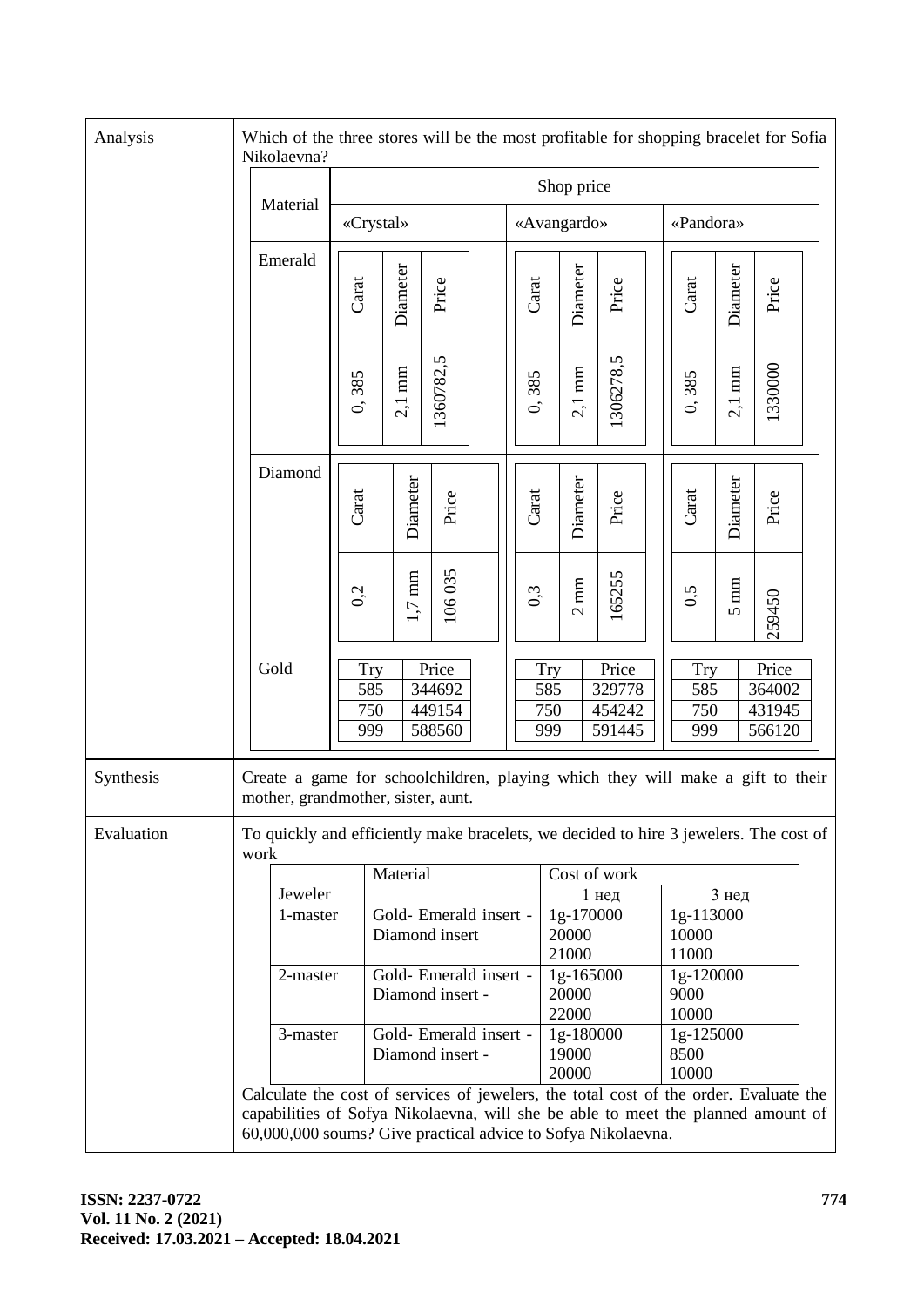| | |
|---|---|
| Analysis | Which of the three stores will be the most profitable for shopping bracelet for Sofia Nikolaevna? |
| Synthesis | Create a game for schoolchildren, playing which they will make a gift to their mother, grandmother, sister, aunt. |
| Evaluation | To quickly and efficiently make bracelets, we decided to hire 3 jewelers. The cost of work |

**Shop price**

| Material | «Crystal» | | | «Avangardo» | | | «Pandora» | | |
|---|---|---|---|---|---|---|---|---|---|
| | Carat | Diameter | Price | Carat | Diameter | Price | Carat | Diameter | Price |
| Emerald | 0, 385 | 2,1 mm | 1360782,5 | 0, 385 | 2,1 mm | 1306278,5 | 0, 385 | 2,1 mm | 1330000 |
| Diamond | 0,2 | 1,7 mm | 106 035 | 0,3 | 2 mm | 165255 | 0,5 | 5 mm | 259450 |

| Material | «Crystal» | | «Avangardo» | | «Pandora» | |
|---|---|---|---|---|---|---|
| Gold | Try | Price | Try | Price | Try | Price |
| | 585 | 344692 | 585 | 329778 | 585 | 364002 |
| | 750 | 449154 | 750 | 454242 | 750 | 431945 |
| | 999 | 588560 | 999 | 591445 | 999 | 566120 |

Evaluation: To quickly and efficiently make bracelets, we decided to hire 3 jewelers. The cost of work

| Jeweler | Material | Cost of work | |
|---|---|---|---|
| | | 1 нед | 3 нед |
| 1-master | Gold- Emerald insert - Diamond insert | 1g-170000<br>20000<br>21000 | 1g-113000<br>10000<br>11000 |
| 2-master | Gold- Emerald insert - Diamond insert - | 1g-165000<br>20000<br>22000 | 1g-120000<br>9000<br>10000 |
| 3-master | Gold- Emerald insert - Diamond insert - | 1g-180000<br>19000<br>20000 | 1g-125000<br>8500<br>10000 |

Calculate the cost of services of jewelers, the total cost of the order. Evaluate the capabilities of Sofya Nikolaevna, will she be able to meet the planned amount of 60,000,000 soums? Give practical advice to Sofya Nikolaevna.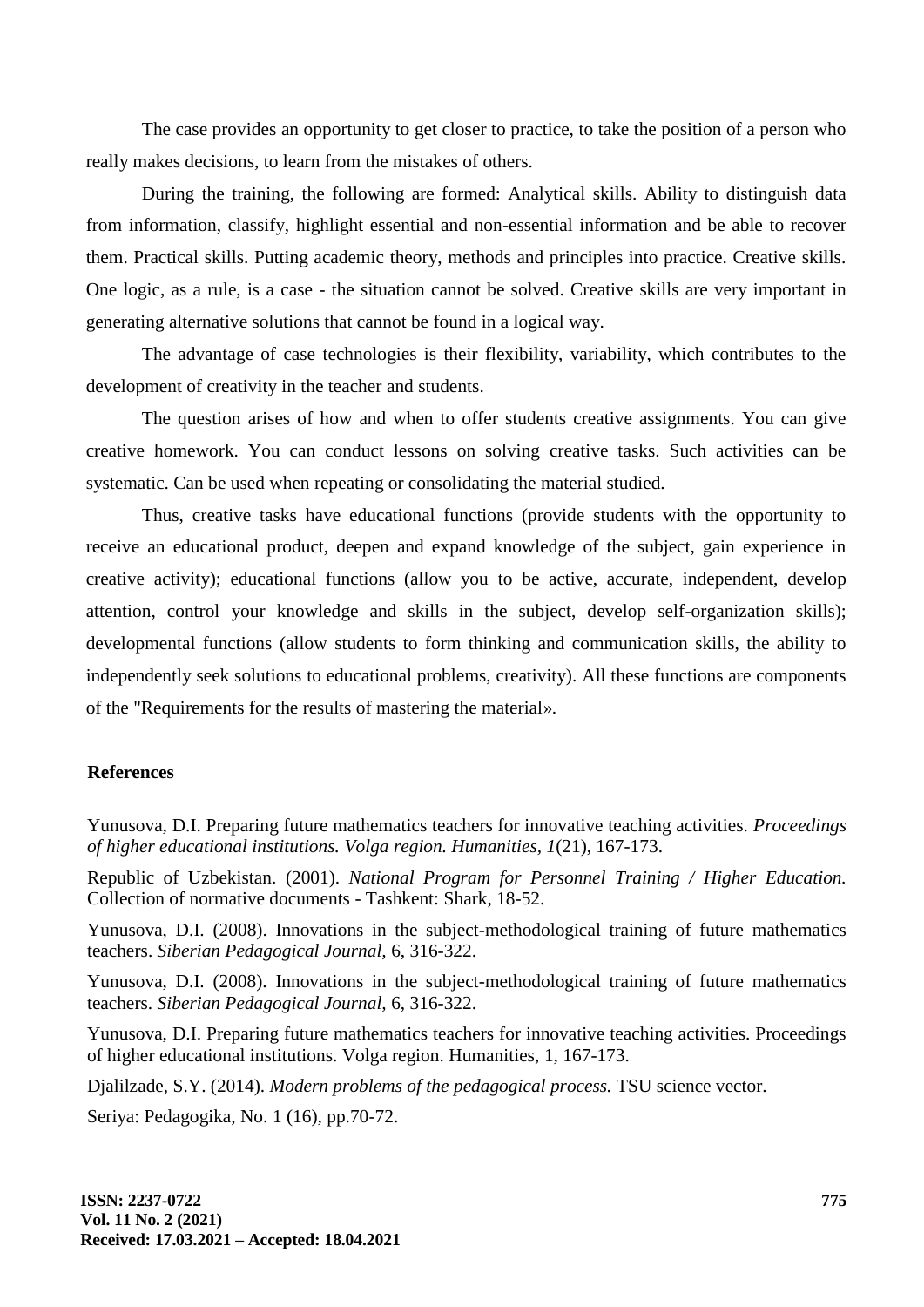The case provides an opportunity to get closer to practice, to take the position of a person who really makes decisions, to learn from the mistakes of others.

During the training, the following are formed: Analytical skills. Ability to distinguish data from information, classify, highlight essential and non-essential information and be able to recover them. Practical skills. Putting academic theory, methods and principles into practice. Creative skills. One logic, as a rule, is a case - the situation cannot be solved. Creative skills are very important in generating alternative solutions that cannot be found in a logical way.

The advantage of case technologies is their flexibility, variability, which contributes to the development of creativity in the teacher and students.

The question arises of how and when to offer students creative assignments. You can give creative homework. You can conduct lessons on solving creative tasks. Such activities can be systematic. Can be used when repeating or consolidating the material studied.

Thus, creative tasks have educational functions (provide students with the opportunity to receive an educational product, deepen and expand knowledge of the subject, gain experience in creative activity); educational functions (allow you to be active, accurate, independent, develop attention, control your knowledge and skills in the subject, develop self-organization skills); developmental functions (allow students to form thinking and communication skills, the ability to independently seek solutions to educational problems, creativity). All these functions are components of the "Requirements for the results of mastering the material».

## References

Yunusova, D.I. Preparing future mathematics teachers for innovative teaching activities. *Proceedings of higher educational institutions. Volga region. Humanities*, *1*(21), 167-173.

Republic of Uzbekistan. (2001). *National Program for Personnel Training / Higher Education.* Collection of normative documents - Tashkent: Shark, 18-52.

Yunusova, D.I. (2008). Innovations in the subject-methodological training of future mathematics teachers. *Siberian Pedagogical Journal,* 6, 316-322.

Yunusova, D.I. (2008). Innovations in the subject-methodological training of future mathematics teachers. *Siberian Pedagogical Journal,* 6, 316-322.

Yunusova, D.I. Preparing future mathematics teachers for innovative teaching activities. Proceedings of higher educational institutions. Volga region. Humanities, 1, 167-173.

Djalilzade, S.Y. (2014). *Modern problems of the pedagogical process.* TSU science vector.

Seriya: Pedagogika, No. 1 (16), pp.70-72.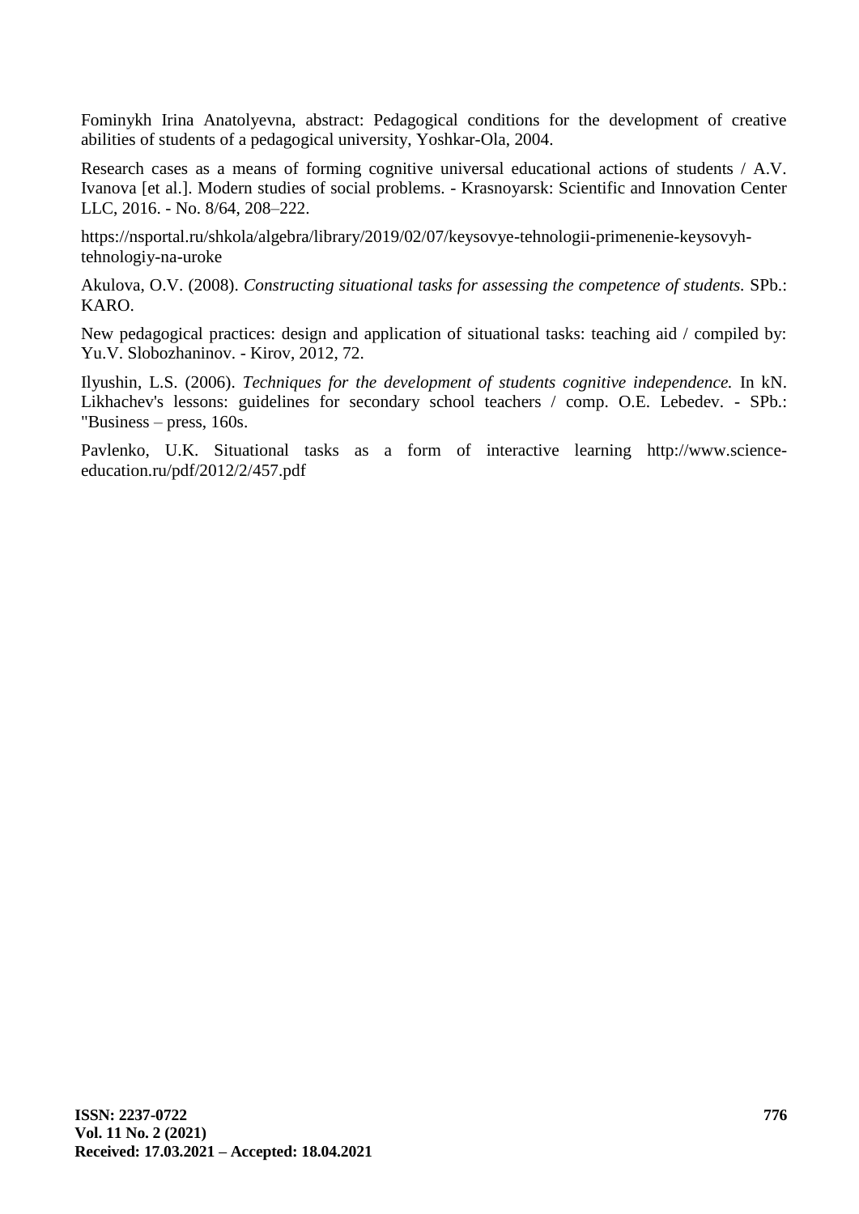Fominykh Irina Anatolyevna, abstract: Pedagogical conditions for the development of creative abilities of students of a pedagogical university, Yoshkar-Ola, 2004.

Research cases as a means of forming cognitive universal educational actions of students / A.V. Ivanova [et al.]. Modern studies of social problems. - Krasnoyarsk: Scientific and Innovation Center LLC, 2016. - No. 8/64, 208–222.

https://nsportal.ru/shkola/algebra/library/2019/02/07/keysovye-tehnologii-primenenie-keysovyh-tehnologiy-na-uroke

Akulova, O.V. (2008). *Constructing situational tasks for assessing the competence of students.* SPb.: KARO.

New pedagogical practices: design and application of situational tasks: teaching aid / compiled by: Yu.V. Slobozhaninov. - Kirov, 2012, 72.

Ilyushin, L.S. (2006). *Techniques for the development of students cognitive independence.* In kN. Likhachev's lessons: guidelines for secondary school teachers / comp. O.E. Lebedev. - SPb.: "Business – press, 160s.

Pavlenko, U.K. Situational tasks as a form of interactive learning http://www.science-education.ru/pdf/2012/2/457.pdf